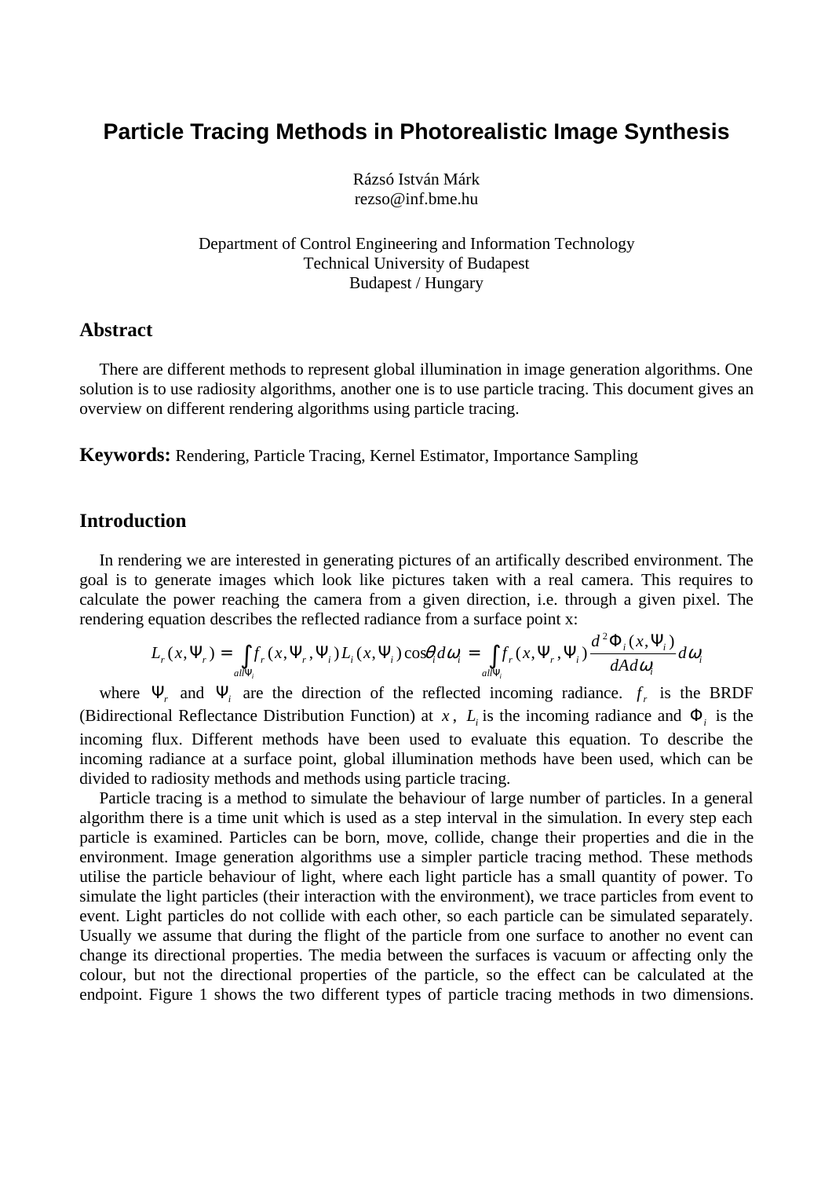# Particle Tracing Methods in Photorealistic Image Synthesis

Rázsó István Márk
rezso@inf.bme.hu

Department of Control Engineering and Information Technology
Technical University of Budapest
Budapest / Hungary

## Abstract

There are different methods to represent global illumination in image generation algorithms. One solution is to use radiosity algorithms, another one is to use particle tracing. This document gives an overview on different rendering algorithms using particle tracing.

**Keywords:** Rendering, Particle Tracing, Kernel Estimator, Importance Sampling

## Introduction

In rendering we are interested in generating pictures of an artifically described environment. The goal is to generate images which look like pictures taken with a real camera. This requires to calculate the power reaching the camera from a given direction, i.e. through a given pixel. The rendering equation describes the reflected radiance from a surface point x:

$$L_r(x,\Psi_r) = \int_{all\Psi_i} f_r(x,\Psi_r,\Psi_i) L_i(x,\Psi_i) \cos\theta_i d\omega_i = \int_{all\Psi_i} f_r(x,\Psi_r,\Psi_i) \frac{d^2\Phi_i(x,\Psi_i)}{dAd\omega_i} d\omega_i$$

where $\Psi_r$ and $\Psi_i$ are the direction of the reflected incoming radiance. $f_r$ is the BRDF (Bidirectional Reflectance Distribution Function) at $x$, $L_i$ is the incoming radiance and $\Phi_i$ is the incoming flux. Different methods have been used to evaluate this equation. To describe the incoming radiance at a surface point, global illumination methods have been used, which can be divided to radiosity methods and methods using particle tracing.

Particle tracing is a method to simulate the behaviour of large number of particles. In a general algorithm there is a time unit which is used as a step interval in the simulation. In every step each particle is examined. Particles can be born, move, collide, change their properties and die in the environment. Image generation algorithms use a simpler particle tracing method. These methods utilise the particle behaviour of light, where each light particle has a small quantity of power. To simulate the light particles (their interaction with the environment), we trace particles from event to event. Light particles do not collide with each other, so each particle can be simulated separately. Usually we assume that during the flight of the particle from one surface to another no event can change its directional properties. The media between the surfaces is vacuum or affecting only the colour, but not the directional properties of the particle, so the effect can be calculated at the endpoint. Figure 1 shows the two different types of particle tracing methods in two dimensions.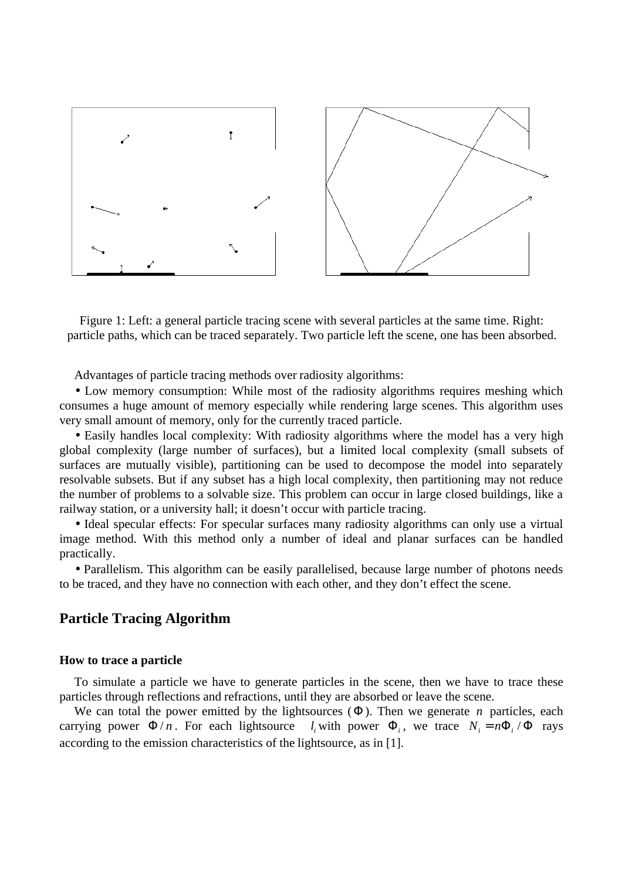Figure 1: Left: a general particle tracing scene with several particles at the same time. Right: particle paths, which can be traced separately. Two particle left the scene, one has been absorbed.

Advantages of particle tracing methods over radiosity algorithms:

- Low memory consumption: While most of the radiosity algorithms requires meshing which consumes a huge amount of memory especially while rendering large scenes. This algorithm uses very small amount of memory, only for the currently traced particle.
- Easily handles local complexity: With radiosity algorithms where the model has a very high global complexity (large number of surfaces), but a limited local complexity (small subsets of surfaces are mutually visible), partitioning can be used to decompose the model into separately resolvable subsets. But if any subset has a high local complexity, then partitioning may not reduce the number of problems to a solvable size. This problem can occur in large closed buildings, like a railway station, or a university hall; it doesn't occur with particle tracing.
- Ideal specular effects: For specular surfaces many radiosity algorithms can only use a virtual image method. With this method only a number of ideal and planar surfaces can be handled practically.
- Parallelism. This algorithm can be easily parallelised, because large number of photons needs to be traced, and they have no connection with each other, and they don't effect the scene.

## Particle Tracing Algorithm

### How to trace a particle

To simulate a particle we have to generate particles in the scene, then we have to trace these particles through reflections and refractions, until they are absorbed or leave the scene.

We can total the power emitted by the lightsources ($\Phi$). Then we generate $n$ particles, each carrying power $\Phi / n$. For each lightsource $l_i$ with power $\Phi_i$, we trace $N_i = n\Phi_i / \Phi$ rays according to the emission characteristics of the lightsource, as in [1].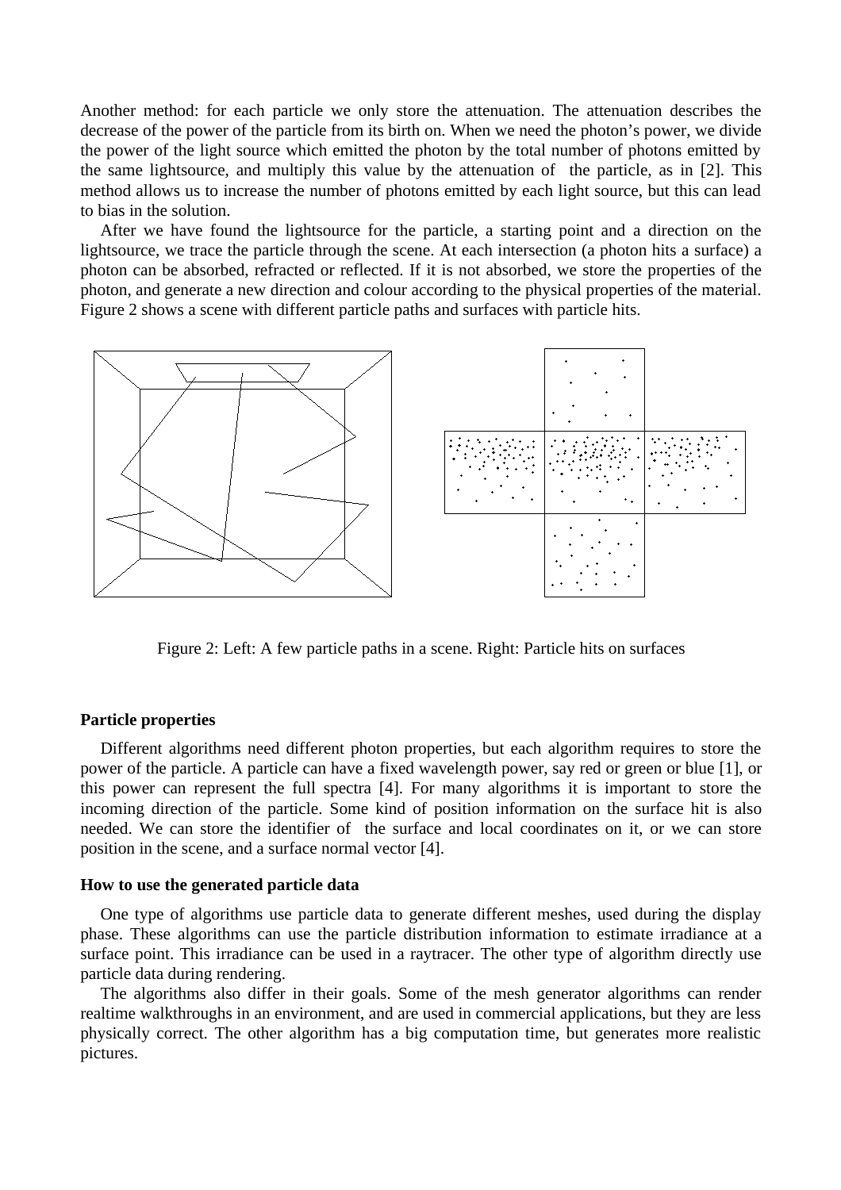Another method: for each particle we only store the attenuation. The attenuation describes the decrease of the power of the particle from its birth on. When we need the photon's power, we divide the power of the light source which emitted the photon by the total number of photons emitted by the same lightsource, and multiply this value by the attenuation of the particle, as in [2]. This method allows us to increase the number of photons emitted by each light source, but this can lead to bias in the solution.

After we have found the lightsource for the particle, a starting point and a direction on the lightsource, we trace the particle through the scene. At each intersection (a photon hits a surface) a photon can be absorbed, refracted or reflected. If it is not absorbed, we store the properties of the photon, and generate a new direction and colour according to the physical properties of the material. Figure 2 shows a scene with different particle paths and surfaces with particle hits.

Figure 2: Left: A few particle paths in a scene. Right: Particle hits on surfaces

**Particle properties**

Different algorithms need different photon properties, but each algorithm requires to store the power of the particle. A particle can have a fixed wavelength power, say red or green or blue [1], or this power can represent the full spectra [4]. For many algorithms it is important to store the incoming direction of the particle. Some kind of position information on the surface hit is also needed. We can store the identifier of the surface and local coordinates on it, or we can store position in the scene, and a surface normal vector [4].

**How to use the generated particle data**

One type of algorithms use particle data to generate different meshes, used during the display phase. These algorithms can use the particle distribution information to estimate irradiance at a surface point. This irradiance can be used in a raytracer. The other type of algorithm directly use particle data during rendering.

The algorithms also differ in their goals. Some of the mesh generator algorithms can render realtime walkthroughs in an environment, and are used in commercial applications, but they are less physically correct. The other algorithm has a big computation time, but generates more realistic pictures.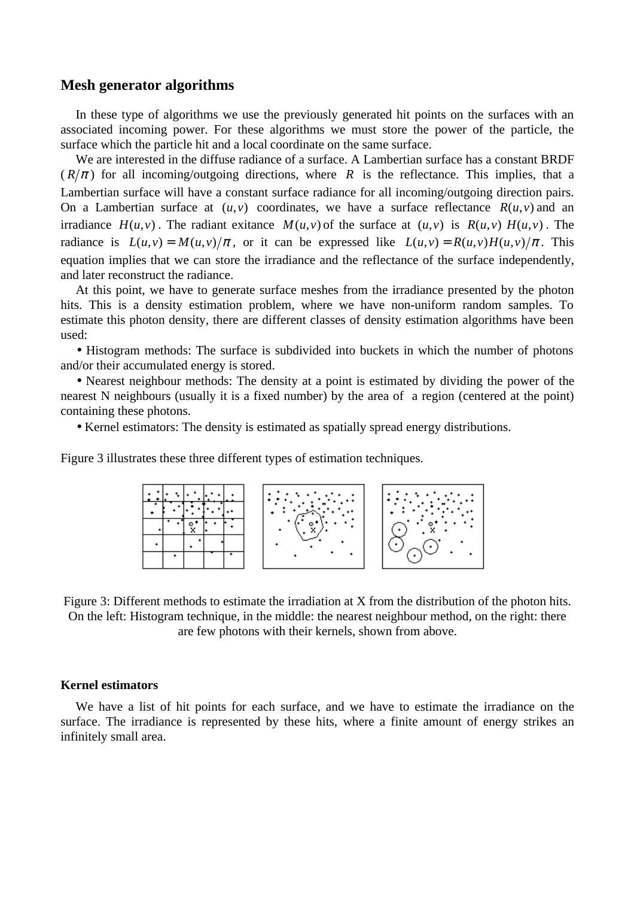## Mesh generator algorithms

In these type of algorithms we use the previously generated hit points on the surfaces with an associated incoming power. For these algorithms we must store the power of the particle, the surface which the particle hit and a local coordinate on the same surface.

We are interested in the diffuse radiance of a surface. A Lambertian surface has a constant BRDF ($R/\pi$) for all incoming/outgoing directions, where $R$ is the reflectance. This implies, that a Lambertian surface will have a constant surface radiance for all incoming/outgoing direction pairs. On a Lambertian surface at $(u,v)$ coordinates, we have a surface reflectance $R(u,v)$ and an irradiance $H(u,v)$. The radiant exitance $M(u,v)$ of the surface at $(u,v)$ is $R(u,v)\ H(u,v)$. The radiance is $L(u,v) = M(u,v)/\pi$, or it can be expressed like $L(u,v) = R(u,v)H(u,v)/\pi$. This equation implies that we can store the irradiance and the reflectance of the surface independently, and later reconstruct the radiance.

At this point, we have to generate surface meshes from the irradiance presented by the photon hits. This is a density estimation problem, where we have non-uniform random samples. To estimate this photon density, there are different classes of density estimation algorithms have been used:

- Histogram methods: The surface is subdivided into buckets in which the number of photons and/or their accumulated energy is stored.
- Nearest neighbour methods: The density at a point is estimated by dividing the power of the nearest N neighbours (usually it is a fixed number) by the area of a region (centered at the point) containing these photons.
- Kernel estimators: The density is estimated as spatially spread energy distributions.

Figure 3 illustrates these three different types of estimation techniques.

Figure 3: Different methods to estimate the irradiation at X from the distribution of the photon hits. On the left: Histogram technique, in the middle: the nearest neighbour method, on the right: there are few photons with their kernels, shown from above.

### Kernel estimators

We have a list of hit points for each surface, and we have to estimate the irradiance on the surface. The irradiance is represented by these hits, where a finite amount of energy strikes an infinitely small area.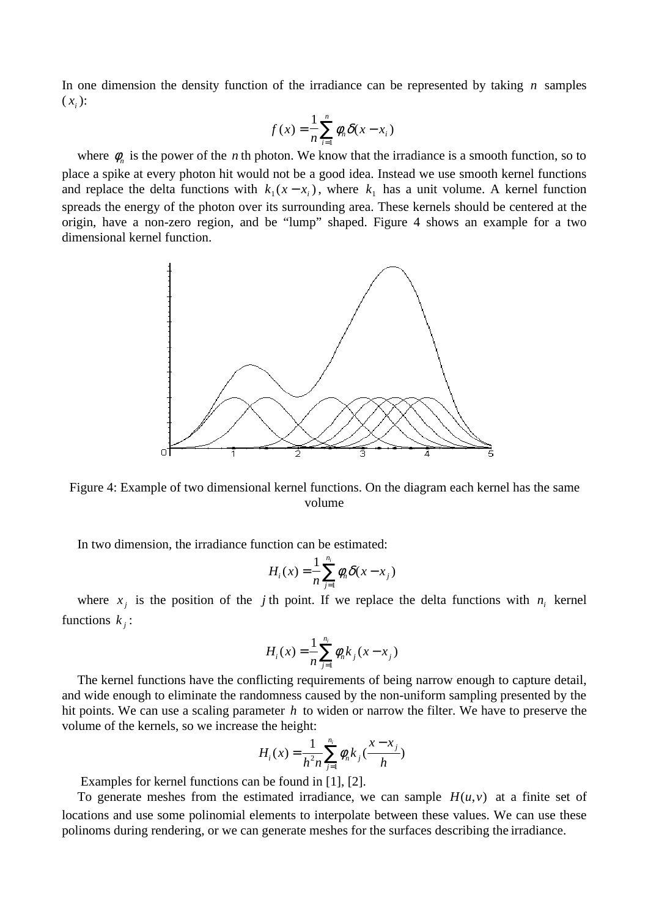In one dimension the density function of the irradiance can be represented by taking $n$ samples ($x_i$):

$$f(x) = \frac{1}{n}\sum_{i=1}^{n} \phi_n \delta(x - x_i)$$

where $\phi_n$ is the power of the $n$th photon. We know that the irradiance is a smooth function, so to place a spike at every photon hit would not be a good idea. Instead we use smooth kernel functions and replace the delta functions with $k_1(x - x_i)$, where $k_1$ has a unit volume. A kernel function spreads the energy of the photon over its surrounding area. These kernels should be centered at the origin, have a non-zero region, and be "lump" shaped. Figure 4 shows an example for a two dimensional kernel function.

Figure 4: Example of two dimensional kernel functions. On the diagram each kernel has the same volume

In two dimension, the irradiance function can be estimated:

$$H_i(x) = \frac{1}{n}\sum_{j=1}^{n_i} \phi_n \delta(x - x_j)$$

where $x_j$ is the position of the $j$th point. If we replace the delta functions with $n_i$ kernel functions $k_j$:

$$H_i(x) = \frac{1}{n}\sum_{j=1}^{n_i} \phi_n k_j(x - x_j)$$

The kernel functions have the conflicting requirements of being narrow enough to capture detail, and wide enough to eliminate the randomness caused by the non-uniform sampling presented by the hit points. We can use a scaling parameter $h$ to widen or narrow the filter. We have to preserve the volume of the kernels, so we increase the height:

$$H_i(x) = \frac{1}{h^2 n}\sum_{j=1}^{n_i} \phi_n k_j\left(\frac{x - x_j}{h}\right)$$

Examples for kernel functions can be found in [1], [2].

To generate meshes from the estimated irradiance, we can sample $H(u,v)$ at a finite set of locations and use some polinomial elements to interpolate between these values. We can use these polinoms during rendering, or we can generate meshes for the surfaces describing the irradiance.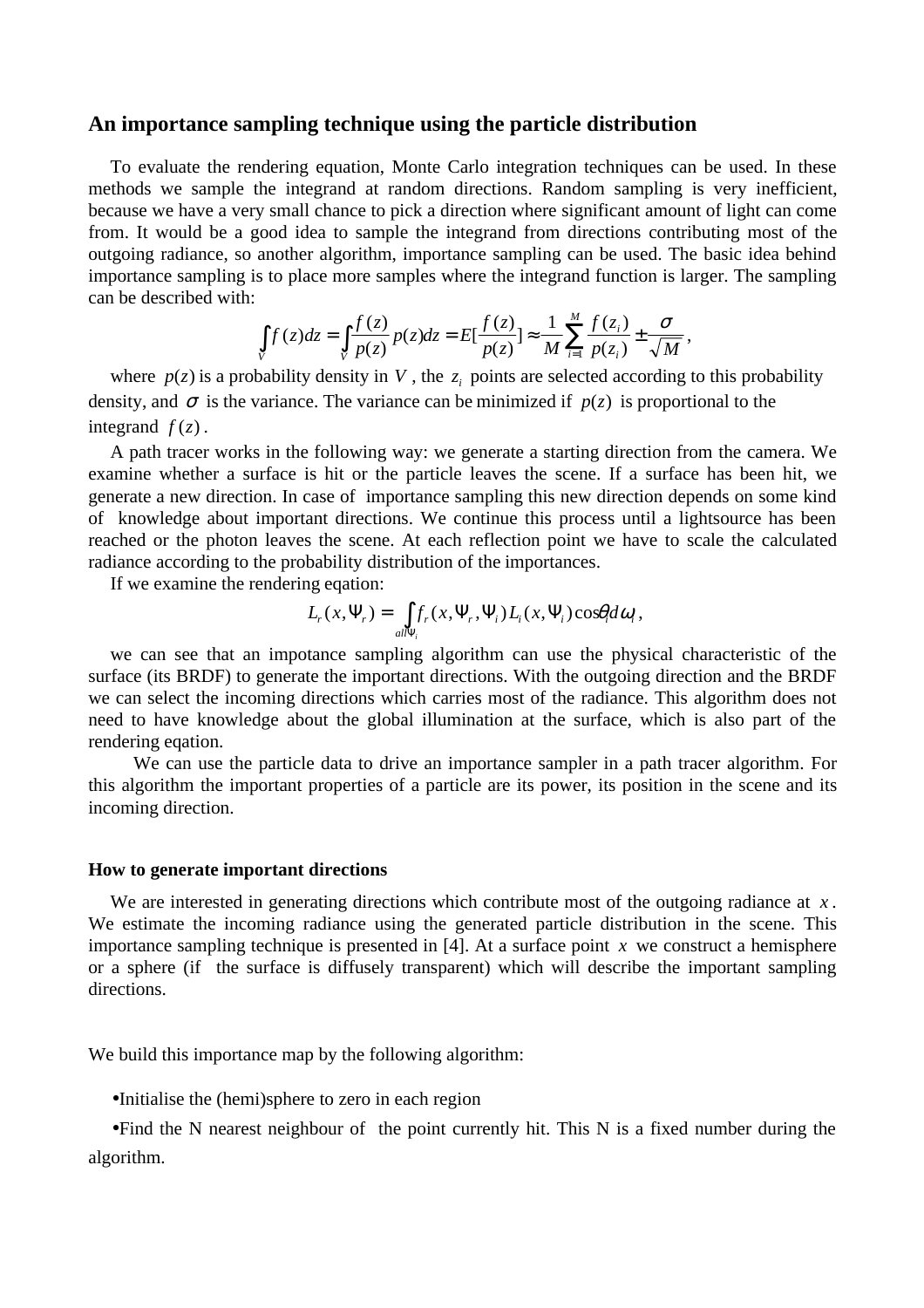## An importance sampling technique using the particle distribution

To evaluate the rendering equation, Monte Carlo integration techniques can be used. In these methods we sample the integrand at random directions. Random sampling is very inefficient, because we have a very small chance to pick a direction where significant amount of light can come from. It would be a good idea to sample the integrand from directions contributing most of the outgoing radiance, so another algorithm, importance sampling can be used. The basic idea behind importance sampling is to place more samples where the integrand function is larger. The sampling can be described with:

$$\int_V f(z)dz = \int_V \frac{f(z)}{p(z)} p(z)dz = E[\frac{f(z)}{p(z)}] \approx \frac{1}{M}\sum_{i=1}^{M} \frac{f(z_i)}{p(z_i)} \pm \frac{\sigma}{\sqrt{M}},$$

where $p(z)$ is a probability density in $V$, the $z_i$ points are selected according to this probability density, and $\sigma$ is the variance. The variance can be minimized if $p(z)$ is proportional to the integrand $f(z)$.

A path tracer works in the following way: we generate a starting direction from the camera. We examine whether a surface is hit or the particle leaves the scene. If a surface has been hit, we generate a new direction. In case of importance sampling this new direction depends on some kind of knowledge about important directions. We continue this process until a lightsource has been reached or the photon leaves the scene. At each reflection point we have to scale the calculated radiance according to the probability distribution of the importances.

If we examine the rendering eqation:

$$L_r(x, \Psi_r) = \int_{all\Psi_i} f_r(x, \Psi_r, \Psi_i) L_i(x, \Psi_i) \cos\theta_i d\omega_i,$$

we can see that an impotance sampling algorithm can use the physical characteristic of the surface (its BRDF) to generate the important directions. With the outgoing direction and the BRDF we can select the incoming directions which carries most of the radiance. This algorithm does not need to have knowledge about the global illumination at the surface, which is also part of the rendering eqation.

We can use the particle data to drive an importance sampler in a path tracer algorithm. For this algorithm the important properties of a particle are its power, its position in the scene and its incoming direction.

### How to generate important directions

We are interested in generating directions which contribute most of the outgoing radiance at $x$. We estimate the incoming radiance using the generated particle distribution in the scene. This importance sampling technique is presented in [4]. At a surface point $x$ we construct a hemisphere or a sphere (if the surface is diffusely transparent) which will describe the important sampling directions.

We build this importance map by the following algorithm:

- Initialise the (hemi)sphere to zero in each region
- Find the N nearest neighbour of the point currently hit. This N is a fixed number during the algorithm.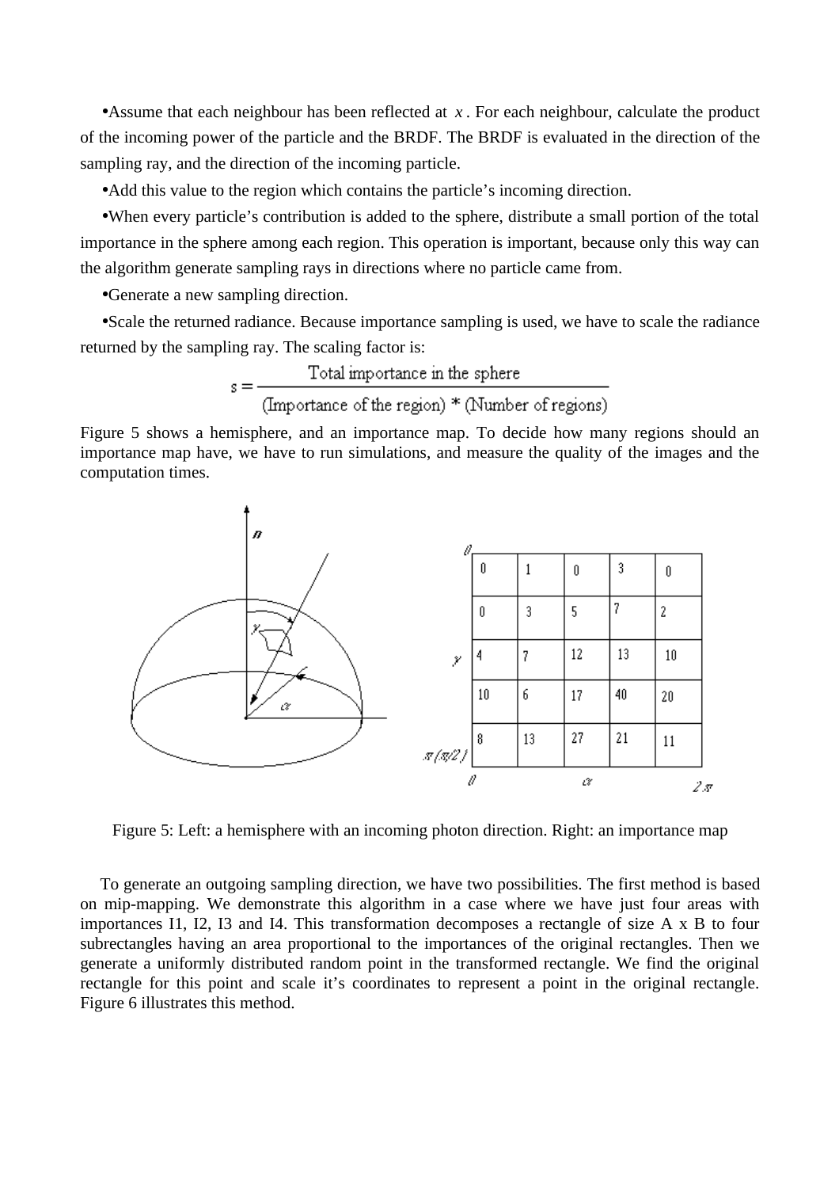- Assume that each neighbour has been reflected at $x$. For each neighbour, calculate the product of the incoming power of the particle and the BRDF. The BRDF is evaluated in the direction of the sampling ray, and the direction of the incoming particle.
- Add this value to the region which contains the particle's incoming direction.
- When every particle's contribution is added to the sphere, distribute a small portion of the total importance in the sphere among each region. This operation is important, because only this way can the algorithm generate sampling rays in directions where no particle came from.
- Generate a new sampling direction.
- Scale the returned radiance. Because importance sampling is used, we have to scale the radiance returned by the sampling ray. The scaling factor is:

$$s = \frac{\text{Total importance in the sphere}}{(\text{Importance of the region}) * (\text{Number of regions})}$$

Figure 5 shows a hemisphere, and an importance map. To decide how many regions should an importance map have, we have to run simulations, and measure the quality of the images and the computation times.

| 0 | 1 | 0 | 3 | 0 |
|---|---|---|---|---|
| 0 | 3 | 5 | 7 | 2 |
| 4 | 7 | 12 | 13 | 10 |
| 10 | 6 | 17 | 40 | 20 |
| 8 | 13 | 27 | 21 | 11 |

Figure 5: Left: a hemisphere with an incoming photon direction. Right: an importance map

To generate an outgoing sampling direction, we have two possibilities. The first method is based on mip-mapping. We demonstrate this algorithm in a case where we have just four areas with importances I1, I2, I3 and I4. This transformation decomposes a rectangle of size A x B to four subrectangles having an area proportional to the importances of the original rectangles. Then we generate a uniformly distributed random point in the transformed rectangle. We find the original rectangle for this point and scale it's coordinates to represent a point in the original rectangle. Figure 6 illustrates this method.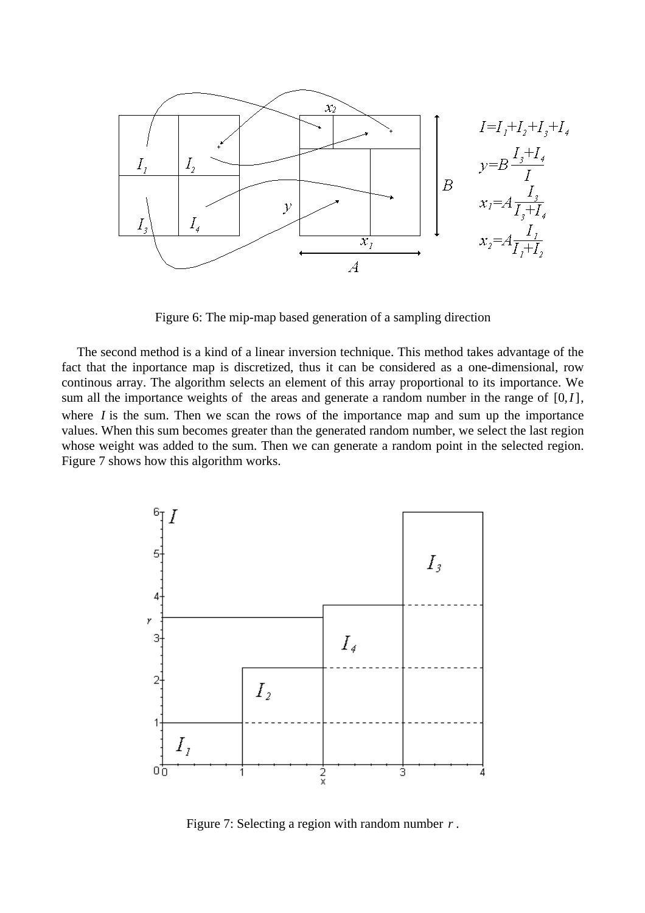Figure 6: The mip-map based generation of a sampling direction

The second method is a kind of a linear inversion technique. This method takes advantage of the fact that the inportance map is discretized, thus it can be considered as a one-dimensional, row continous array. The algorithm selects an element of this array proportional to its importance. We sum all the importance weights of the areas and generate a random number in the range of $[0, I]$, where $I$ is the sum. Then we scan the rows of the importance map and sum up the importance values. When this sum becomes greater than the generated random number, we select the last region whose weight was added to the sum. Then we can generate a random point in the selected region. Figure 7 shows how this algorithm works.

Figure 7: Selecting a region with random number $r$.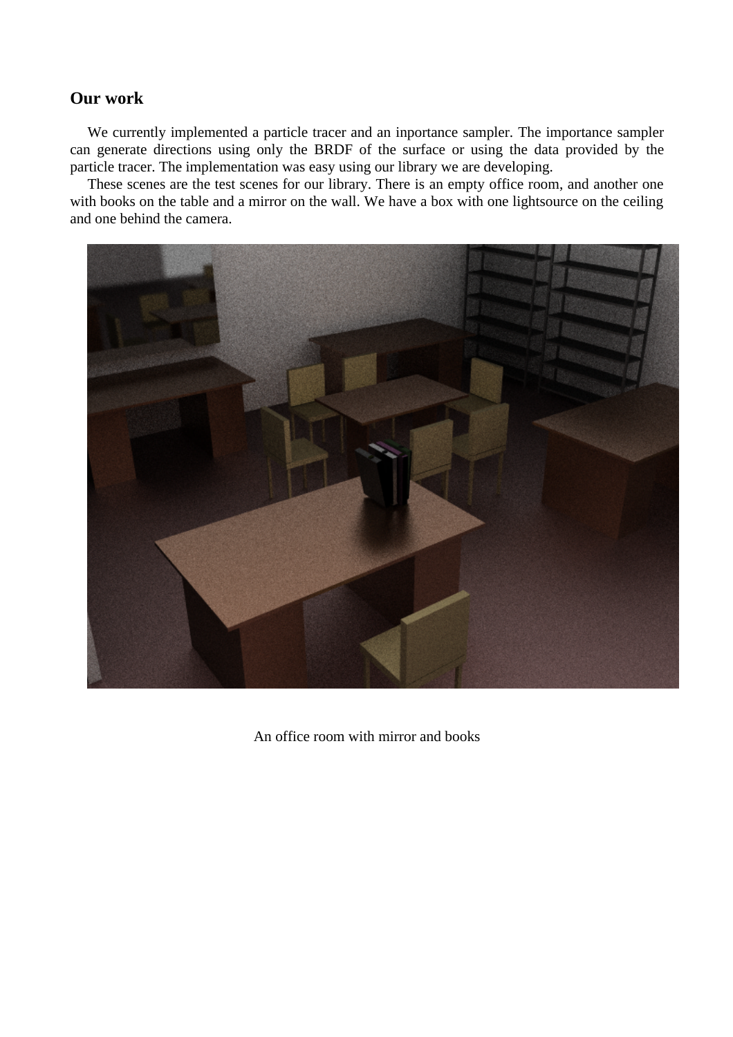## Our work

We currently implemented a particle tracer and an inportance sampler. The importance sampler can generate directions using only the BRDF of the surface or using the data provided by the particle tracer. The implementation was easy using our library we are developing.

These scenes are the test scenes for our library. There is an empty office room, and another one with books on the table and a mirror on the wall. We have a box with one lightsource on the ceiling and one behind the camera.

An office room with mirror and books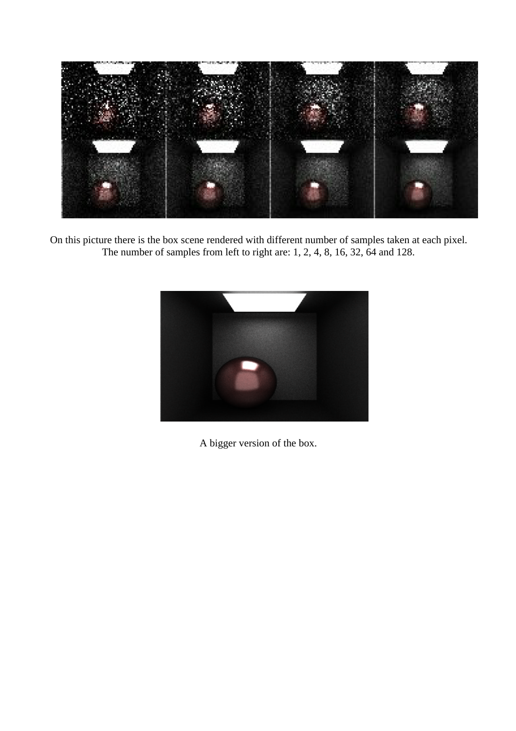On this picture there is the box scene rendered with different number of samples taken at each pixel. The number of samples from left to right are: 1, 2, 4, 8, 16, 32, 64 and 128.

A bigger version of the box.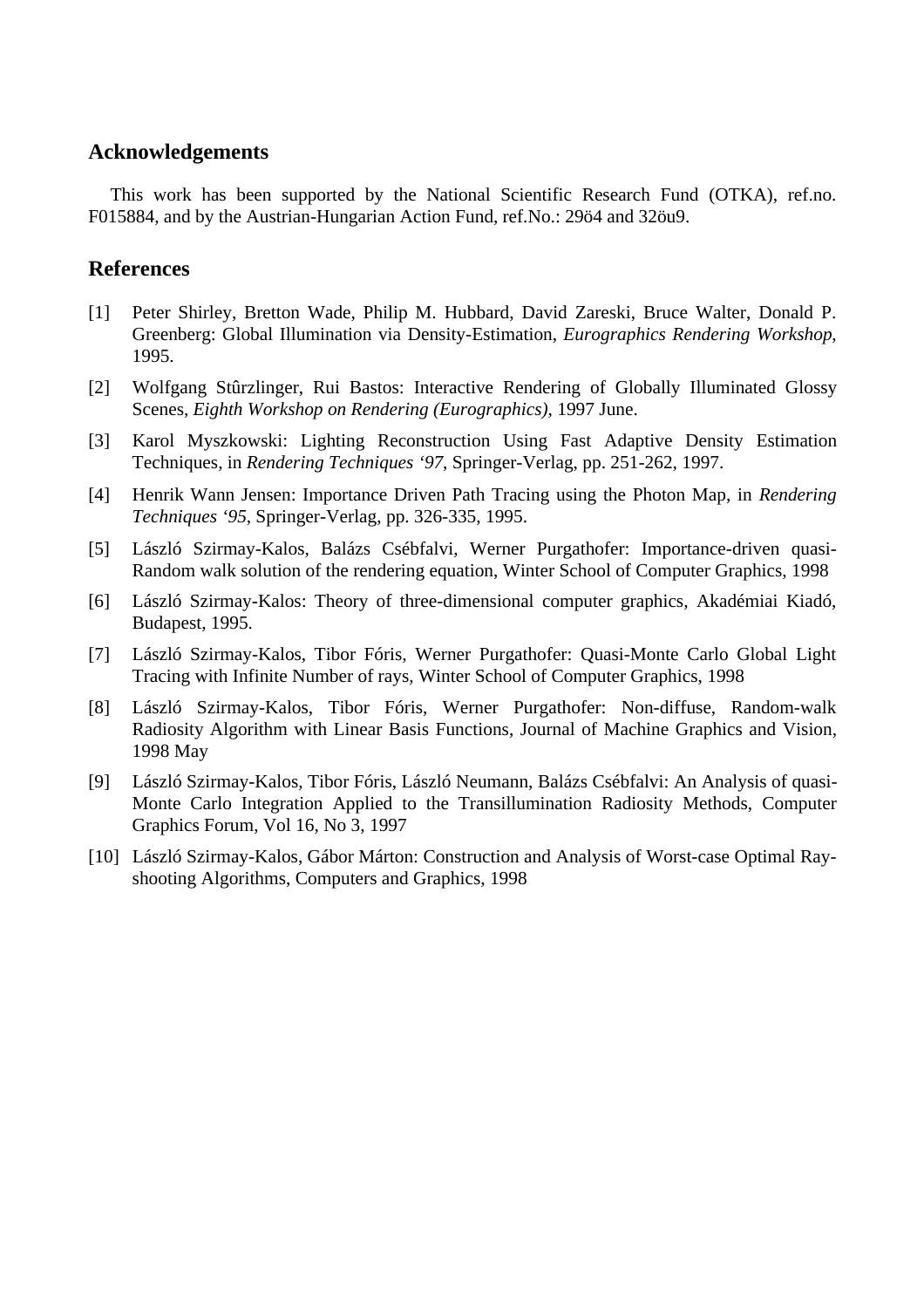## Acknowledgements

This work has been supported by the National Scientific Research Fund (OTKA), ref.no. F015884, and by the Austrian-Hungarian Action Fund, ref.No.: 29ö4 and 32öu9.

## References

[1] Peter Shirley, Bretton Wade, Philip M. Hubbard, David Zareski, Bruce Walter, Donald P. Greenberg: Global Illumination via Density-Estimation, *Eurographics Rendering Workshop*, 1995.

[2] Wolfgang Stûrzlinger, Rui Bastos: Interactive Rendering of Globally Illuminated Glossy Scenes, *Eighth Workshop on Rendering (Eurographics)*, 1997 June.

[3] Karol Myszkowski: Lighting Reconstruction Using Fast Adaptive Density Estimation Techniques, in *Rendering Techniques '97*, Springer-Verlag, pp. 251-262, 1997.

[4] Henrik Wann Jensen: Importance Driven Path Tracing using the Photon Map, in *Rendering Techniques '95*, Springer-Verlag, pp. 326-335, 1995.

[5] László Szirmay-Kalos, Balázs Csébfalvi, Werner Purgathofer: Importance-driven quasi-Random walk solution of the rendering equation, Winter School of Computer Graphics, 1998

[6] László Szirmay-Kalos: Theory of three-dimensional computer graphics, Akadémiai Kiadó, Budapest, 1995.

[7] László Szirmay-Kalos, Tibor Fóris, Werner Purgathofer: Quasi-Monte Carlo Global Light Tracing with Infinite Number of rays, Winter School of Computer Graphics, 1998

[8] László Szirmay-Kalos, Tibor Fóris, Werner Purgathofer: Non-diffuse, Random-walk Radiosity Algorithm with Linear Basis Functions, Journal of Machine Graphics and Vision, 1998 May

[9] László Szirmay-Kalos, Tibor Fóris, László Neumann, Balázs Csébfalvi: An Analysis of quasi-Monte Carlo Integration Applied to the Transillumination Radiosity Methods, Computer Graphics Forum, Vol 16, No 3, 1997

[10] László Szirmay-Kalos, Gábor Márton: Construction and Analysis of Worst-case Optimal Ray-shooting Algorithms, Computers and Graphics, 1998